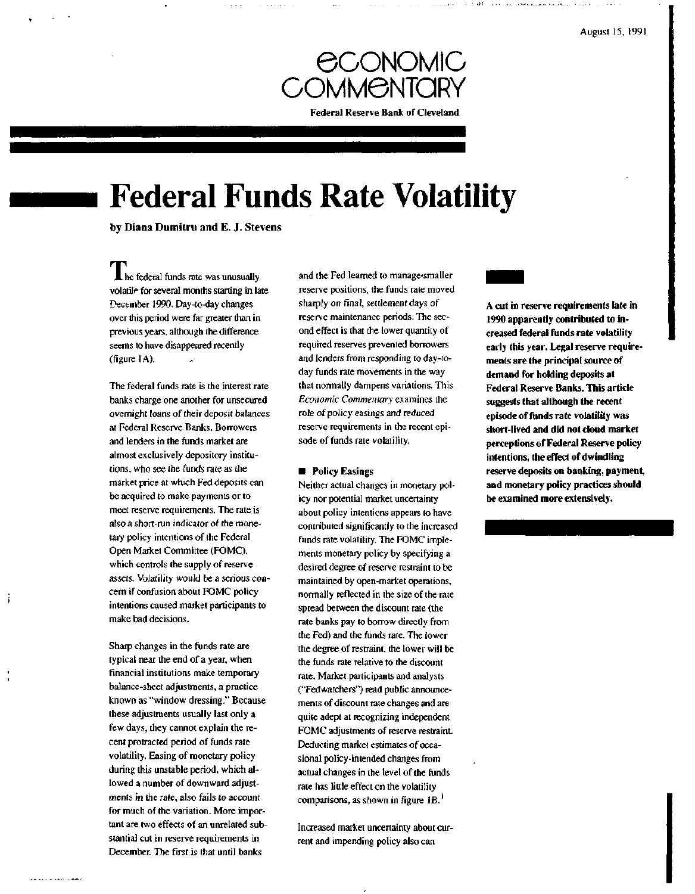August 15, 1991

# Economic Commentary

**Federal Reserve Bank of Cleveland**

# Federal Funds Rate Volatility

**by Diana Dumitru and E. J. Stevens**

**A cut in reserve requirements late in 1990 apparently contributed to increased federal funds rate volatility early this year. Legal reserve requirements are the principal source of demand for holding deposits at Federal Reserve Banks. This article suggests that although the recent episode of funds rate volatility was short-lived and did not cloud market perceptions of Federal Reserve policy intentions, the effect of dwindling reserve deposits on banking, payment, and monetary policy practices should be examined more extensively.**

The federal funds rate was unusually volatile for several months starting in late December 1990. Day-to-day changes over this period were far greater than in previous years, although the difference seems to have disappeared recently (figure 1A).

The federal funds rate is the interest rate banks charge one another for unsecured overnight loans of their deposit balances at Federal Reserve Banks. Borrowers and lenders in the funds market are almost exclusively depository institutions, who see the funds rate as the market price at which Fed deposits can be acquired to make payments or to meet reserve requirements. The rate is also a short-run indicator of the monetary policy intentions of the Federal Open Market Committee (FOMC), which controls the supply of reserve assets. Volatility would be a serious concern if confusion about FOMC policy intentions caused market participants to make bad decisions.

Sharp changes in the funds rate are typical near the end of a year, when financial institutions make temporary balance-sheet adjustments, a practice known as "window dressing." Because these adjustments usually last only a few days, they cannot explain the recent protracted period of funds rate volatility. Easing of monetary policy during this unstable period, which allowed a number of downward adjustments in the rate, also fails to account for much of the variation. More important are two effects of an unrelated substantial cut in reserve requirements in December. The first is that until banks and the Fed learned to manage smaller reserve positions, the funds rate moved sharply on final, *settlement* days of reserve maintenance periods. The second effect is that the lower quantity of required reserves prevented borrowers and lenders from responding to day-to-day funds rate movements in the way that normally dampens variations. This *Economic Commentary* examines the role of policy easings and reduced reserve requirements in the recent episode of funds rate volatility.

## Policy Easings

Neither actual changes in monetary policy nor potential market uncertainty about policy intentions appears to have contributed significantly to the increased funds rate volatility. The FOMC implements monetary policy by specifying a desired degree of reserve restraint to be maintained by open-market operations, normally reflected in the size of the rate spread between the discount rate (the rate banks pay to borrow directly from the Fed) and the funds rate. The lower the degree of restraint, the lower will be the funds rate relative to the discount rate. Market participants and analysts ("Fedwatchers") read public announcements of discount rate changes and are quite adept at recognizing independent FOMC adjustments of reserve restraint. Deducting market estimates of occasional policy-intended changes from actual changes in the level of the funds rate has little effect on the volatility comparisons, as shown in figure 1B.[1]

Increased market uncertainty about current and impending policy also can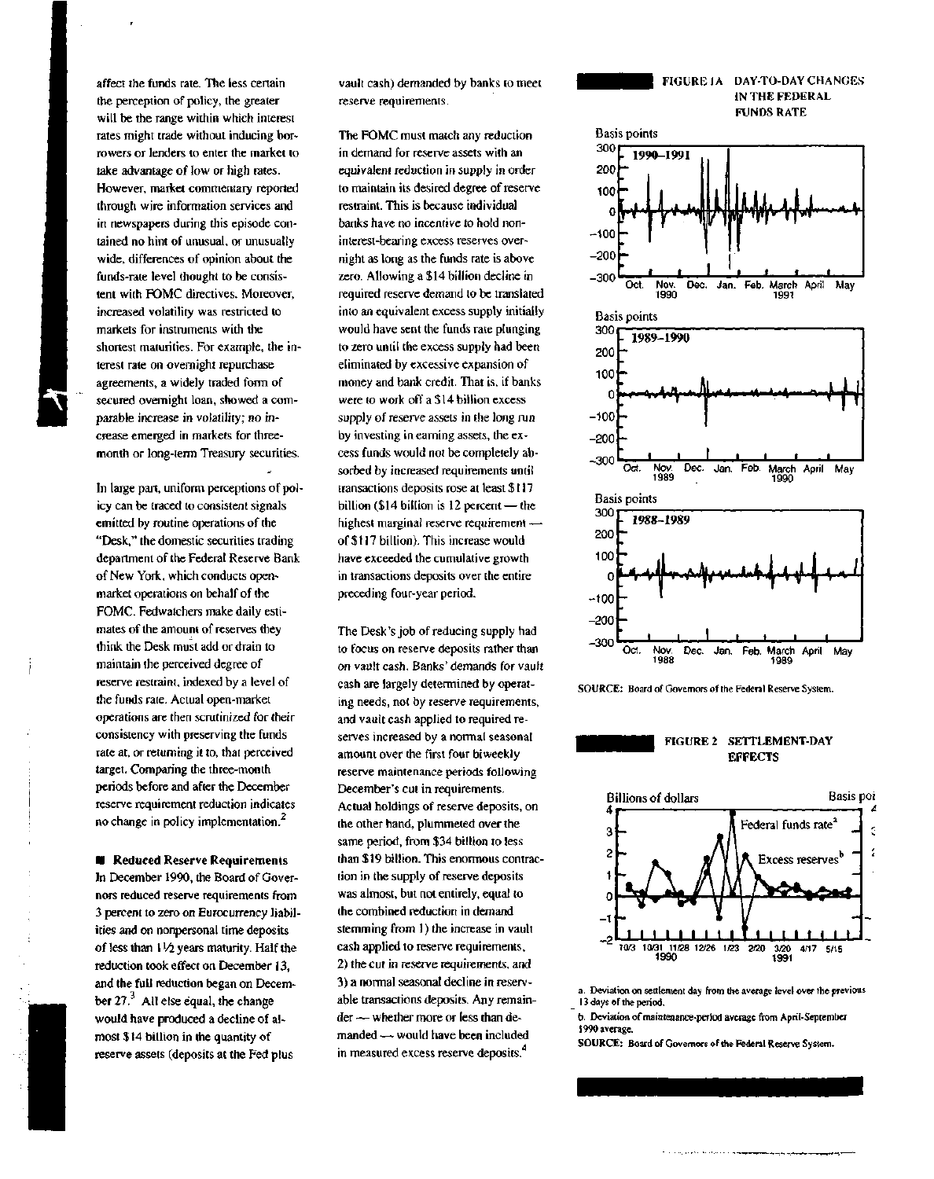affect the funds rate. The less certain the perception of policy, the greater will be the range within which interest rates might trade without inducing borrowers or lenders to enter the market to take advantage of low or high rates. However, market commentary reported through wire information services and in newspapers during this episode contained no hint of unusual, or unusually wide, differences of opinion about the funds-rate level thought to be consistent with FOMC directives. Moreover, increased volatility was restricted to markets for instruments with the shortest maturities. For example, the interest rate on overnight repurchase agreements, a widely traded form of secured overnight loan, showed a comparable increase in volatility; no increase emerged in markets for three-month or long-term Treasury securities.

In large part, uniform perceptions of policy can be traced to consistent signals emitted by routine operations of the "Desk," the domestic securities trading department of the Federal Reserve Bank of New York, which conducts open-market operations on behalf of the FOMC. Fedwatchers make daily estimates of the amount of reserves they think the Desk must add or drain to maintain the perceived degree of reserve restraint, indexed by a level of the funds rate. Actual open-market operations are then scrutinized for their consistency with preserving the funds rate at, or returning it to, that perceived target. Comparing the three-month periods before and after the December reserve requirement reduction indicates no change in policy implementation.[2]

■ **Reduced Reserve Requirements**
In December 1990, the Board of Governors reduced reserve requirements from 3 percent to zero on Eurocurrency liabilities and on nonpersonal time deposits of less than 1½ years maturity. Half the reduction took effect on December 13, and the full reduction began on December 27.[3] All else equal, the change would have produced a decline of almost $14 billion in the quantity of reserve assets (deposits at the Fed plus vault cash) demanded by banks to meet reserve requirements.

The FOMC must match any reduction in demand for reserve assets with an equivalent reduction in supply in order to maintain its desired degree of reserve restraint. This is because individual banks have no incentive to hold non-interest-bearing excess reserves overnight as long as the funds rate is above zero. Allowing a $14 billion decline in required reserve demand to be translated into an equivalent excess supply initially would have sent the funds rate plunging to zero until the excess supply had been eliminated by excessive expansion of money and bank credit. That is, if banks were to work off a $14 billion excess supply of reserve assets in the long run by investing in earning assets, the excess funds would not be completely absorbed by increased requirements until transactions deposits rose at least $117 billion ($14 billion is 12 percent — the highest marginal reserve requirement — of $117 billion). This increase would have exceeded the cumulative growth in transactions deposits over the entire preceding four-year period.

The Desk's job of reducing supply had to focus on reserve deposits rather than on vault cash. Banks' demands for vault cash are largely determined by operating needs, not by reserve requirements, and vault cash applied to required reserves increased by a normal seasonal amount over the first four biweekly reserve maintenance periods following December's cut in requirements. Actual holdings of reserve deposits, on the other hand, plummeted over the same period, from $34 billion to less than $19 billion. This enormous contraction in the supply of reserve deposits was almost, but not entirely, equal to the combined reduction in demand stemming from 1) the increase in vault cash applied to reserve requirements, 2) the cut in reserve requirements, and 3) a normal seasonal decline in reservable transactions deposits. Any remainder — whether more or less than demanded — would have been included in measured excess reserve deposits.[4]

**FIGURE 1A DAY-TO-DAY CHANGES IN THE FEDERAL FUNDS RATE**

SOURCE: Board of Governors of the Federal Reserve System.

**FIGURE 2 SETTLEMENT-DAY EFFECTS**

a. Deviation on settlement day from the average level over the previous 13 days of the period.

b. Deviation of maintenance-period average from April-September 1990 average.

SOURCE: Board of Governors of the Federal Reserve System.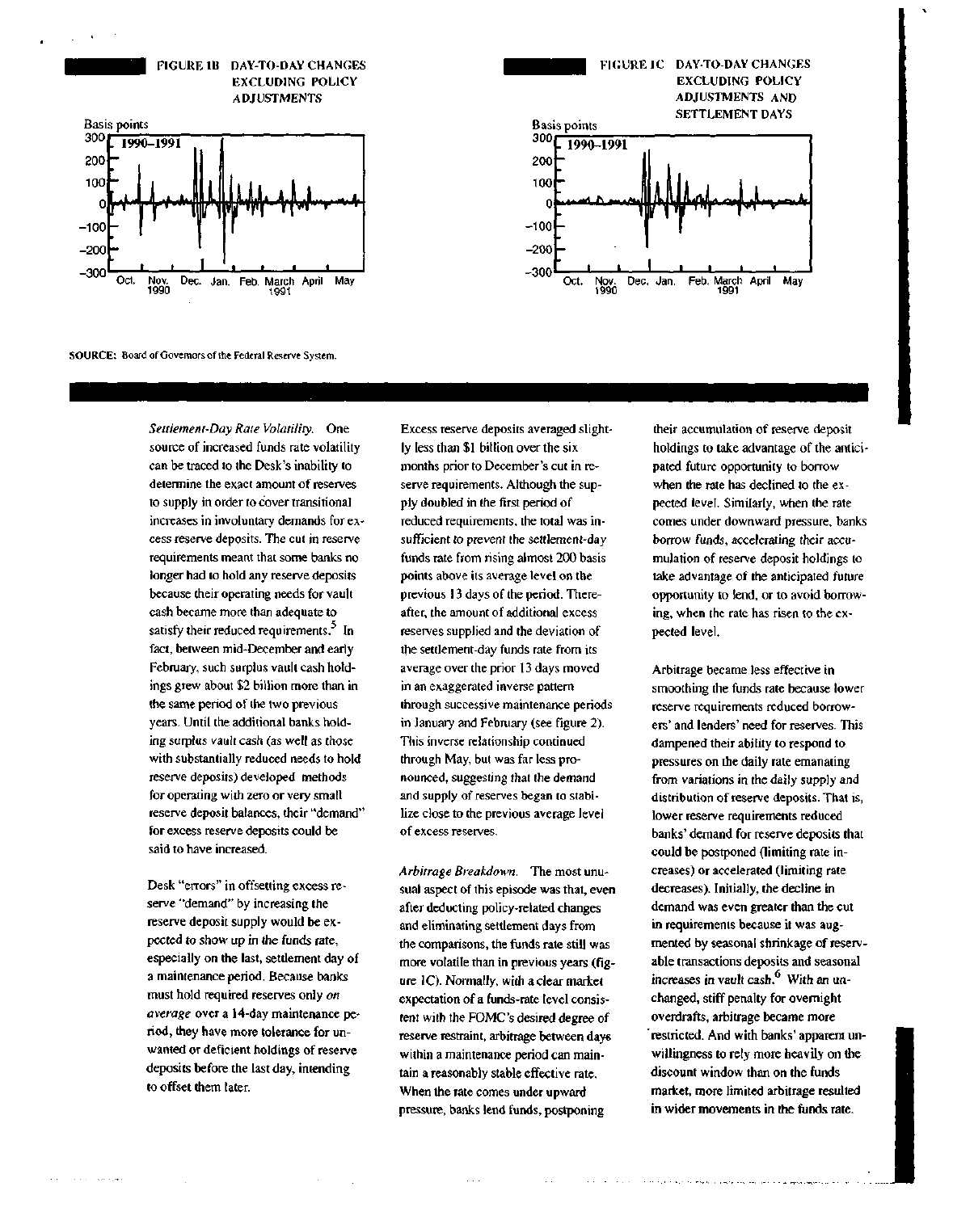**FIGURE 1B DAY-TO-DAY CHANGES EXCLUDING POLICY ADJUSTMENTS**

**FIGURE 1C DAY-TO-DAY CHANGES EXCLUDING POLICY ADJUSTMENTS AND SETTLEMENT DAYS**

SOURCE: Board of Governors of the Federal Reserve System.

*Settlement-Day Rate Volatility.* One source of increased funds rate volatility can be traced to the Desk's inability to determine the exact amount of reserves to supply in order to cover transitional increases in involuntary demands for excess reserve deposits. The cut in reserve requirements meant that some banks no longer had to hold any reserve deposits because their operating needs for vault cash became more than adequate to satisfy their reduced requirements.[5] In fact, between mid-December and early February, such surplus vault cash holdings grew about $2 billion more than in the same period of the two previous years. Until the additional banks holding surplus vault cash (as well as those with substantially reduced needs to hold reserve deposits) developed methods for operating with zero or very small reserve deposit balances, their "demand" for excess reserve deposits could be said to have increased.

Desk "errors" in offsetting excess reserve "demand" by increasing the reserve deposit supply would be expected to show up in the funds rate, especially on the last, settlement day of a maintenance period. Because banks must hold required reserves only *on average* over a 14-day maintenance period, they have more tolerance for unwanted or deficient holdings of reserve deposits before the last day, intending to offset them later.

Excess reserve deposits averaged slightly less than $1 billion over the six months prior to December's cut in reserve requirements. Although the supply doubled in the first period of reduced requirements, the total was insufficient to prevent the settlement-day funds rate from rising almost 200 basis points above its average level on the previous 13 days of the period. Thereafter, the amount of additional excess reserves supplied and the deviation of the settlement-day funds rate from its average over the prior 13 days moved in an exaggerated inverse pattern through successive maintenance periods in January and February (see figure 2). This inverse relationship continued through May, but was far less pronounced, suggesting that the demand and supply of reserves began to stabilize close to the previous average level of excess reserves.

*Arbitrage Breakdown.* The most unusual aspect of this episode was that, even after deducting policy-related changes and eliminating settlement days from the comparisons, the funds rate still was more volatile than in previous years (figure 1C). Normally, with a clear market expectation of a funds-rate level consistent with the FOMC's desired degree of reserve restraint, arbitrage between days within a maintenance period can maintain a reasonably stable effective rate. When the rate comes under upward pressure, banks lend funds, postponing their accumulation of reserve deposit holdings to take advantage of the anticipated future opportunity to borrow when the rate has declined to the expected level. Similarly, when the rate comes under downward pressure, banks borrow funds, accelerating their accumulation of reserve deposit holdings to take advantage of the anticipated future opportunity to lend, or to avoid borrowing, when the rate has risen to the expected level.

Arbitrage became less effective in smoothing the funds rate because lower reserve requirements reduced borrowers' and lenders' need for reserves. This dampened their ability to respond to pressures on the daily rate emanating from variations in the daily supply and distribution of reserve deposits. That is, lower reserve requirements reduced banks' demand for reserve deposits that could be postponed (limiting rate increases) or accelerated (limiting rate decreases). Initially, the decline in demand was even greater than the cut in requirements because it was augmented by seasonal shrinkage of reservable transactions deposits and seasonal increases in vault cash.[6] With an unchanged, stiff penalty for overnight overdrafts, arbitrage became more restricted. And with banks' apparent unwillingness to rely more heavily on the discount window than on the funds market, more limited arbitrage resulted in wider movements in the funds rate.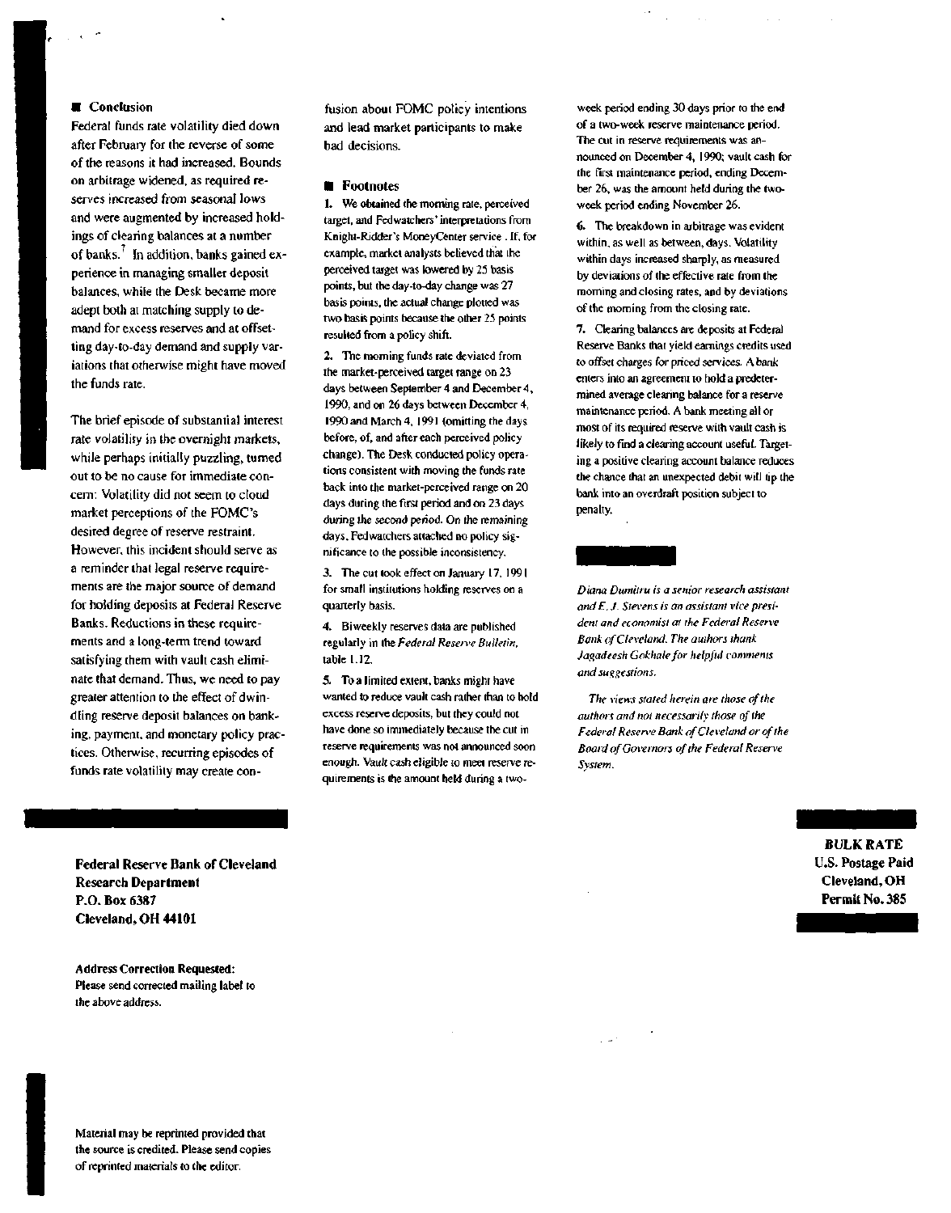## Conclusion

Federal funds rate volatility died down after February for the reverse of some of the reasons it had increased. Bounds on arbitrage widened, as required reserves increased from seasonal lows and were augmented by increased holdings of clearing balances at a number of banks.[7] In addition, banks gained experience in managing smaller deposit balances, while the Desk became more adept both at matching supply to demand for excess reserves and at offsetting day-to-day demand and supply variations that otherwise might have moved the funds rate.

The brief episode of substantial interest rate volatility in the overnight markets, while perhaps initially puzzling, turned out to be no cause for immediate concern: Volatility did not seem to cloud market perceptions of the FOMC's desired degree of reserve restraint. However, this incident should serve as a reminder that legal reserve requirements are the major source of demand for holding deposits at Federal Reserve Banks. Reductions in these requirements and a long-term trend toward satisfying them with vault cash eliminate that demand. Thus, we need to pay greater attention to the effect of dwindling reserve deposit balances on banking, payment, and monetary policy practices. Otherwise, recurring episodes of funds rate volatility may create confusion about FOMC policy intentions and lead market participants to make bad decisions.

## Footnotes

1. We obtained the morning rate, perceived target, and Fedwatchers' interpretations from Knight-Ridder's MoneyCenter service. If, for example, market analysts believed that the perceived target was lowered by 25 basis points, but the day-to-day change was 27 basis points, the actual change plotted was two basis points because the other 25 points resulted from a policy shift.

2. The morning funds rate deviated from the market-perceived target range on 23 days between September 4 and December 4, 1990, and on 26 days between December 4, 1990 and March 4, 1991 (omitting the days before, of, and after each perceived policy change). The Desk conducted policy operations consistent with moving the funds rate back into the market-perceived range on 20 days during the first period and on 23 days during the second period. On the remaining days, Fedwatchers attached no policy significance to the possible inconsistency.

3. The cut took effect on January 17, 1991 for small institutions holding reserves on a quarterly basis.

4. Biweekly reserves data are published regularly in the *Federal Reserve Bulletin*, table 1.12.

5. To a limited extent, banks might have wanted to reduce vault cash rather than to hold excess reserve deposits, but they could not have done so immediately because the cut in reserve requirements was not announced soon enough. Vault cash eligible to meet reserve requirements is the amount held during a two-week period ending 30 days prior to the end of a two-week reserve maintenance period. The cut in reserve requirements was announced on December 4, 1990; vault cash for the first maintenance period, ending December 26, was the amount held during the two-week period ending November 26.

6. The breakdown in arbitrage was evident within, as well as between, days. Volatility within days increased sharply, as measured by deviations of the effective rate from the morning and closing rates, and by deviations of the morning from the closing rate.

7. Clearing balances are deposits at Federal Reserve Banks that yield earnings credits used to offset charges for priced services. A bank enters into an agreement to hold a predetermined average clearing balance for a reserve maintenance period. A bank meeting all or most of its required reserve with vault cash is likely to find a clearing account useful. Targeting a positive clearing account balance reduces the chance that an unexpected debit will tip the bank into an overdraft position subject to penalty.

*Diana Dumitru is a senior research assistant and E. J. Stevens is an assistant vice president and economist at the Federal Reserve Bank of Cleveland. The authors thank Jagadeesh Gokhale for helpful comments and suggestions.*

*The views stated herein are those of the authors and not necessarily those of the Federal Reserve Bank of Cleveland or of the Board of Governors of the Federal Reserve System.*

**Federal Reserve Bank of Cleveland**
**Research Department**
**P.O. Box 6387**
**Cleveland, OH 44101**

**Address Correction Requested:**
Please send corrected mailing label to the above address.

Material may be reprinted provided that the source is credited. Please send copies of reprinted materials to the editor.

**BULK RATE**
**U.S. Postage Paid**
**Cleveland, OH**
**Permit No. 385**